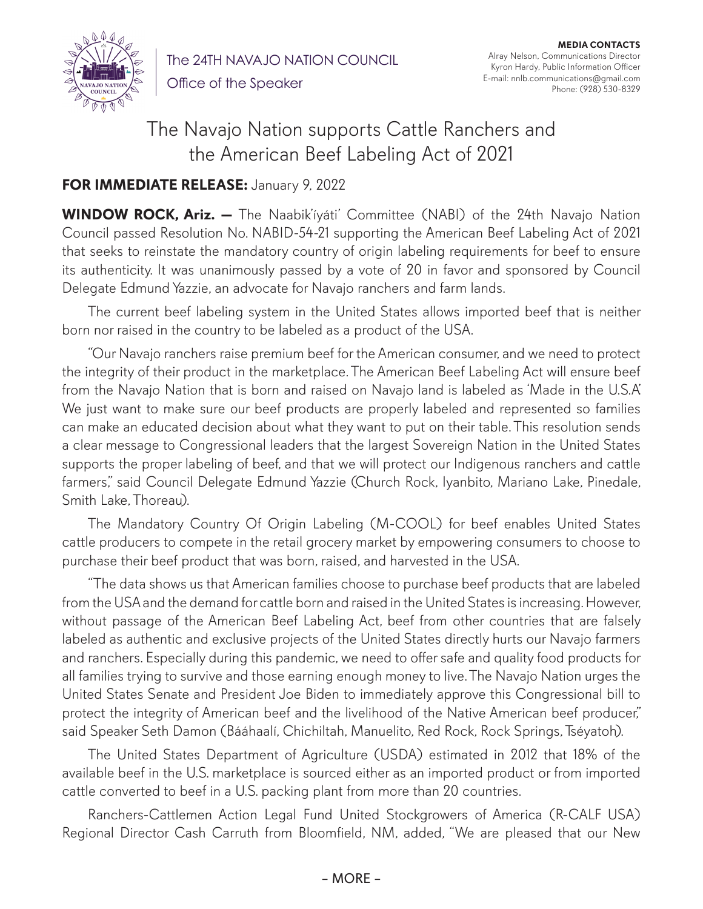The 24TH NAVAJO NATION COUNCIL

Office of the Speaker

**MEDIA CONTACTS**
Alray Nelson, Communications Director
Kyron Hardy, Public Information Officer
E-mail: nnlb.communications@gmail.com
Phone: (928) 530-8329

# The Navajo Nation supports Cattle Ranchers and the American Beef Labeling Act of 2021

**FOR IMMEDIATE RELEASE:** January 9, 2022

**WINDOW ROCK, Ariz. —** The Naabik'íyáti' Committee (NABI) of the 24th Navajo Nation Council passed Resolution No. NABID-54-21 supporting the American Beef Labeling Act of 2021 that seeks to reinstate the mandatory country of origin labeling requirements for beef to ensure its authenticity. It was unanimously passed by a vote of 20 in favor and sponsored by Council Delegate Edmund Yazzie, an advocate for Navajo ranchers and farm lands.

The current beef labeling system in the United States allows imported beef that is neither born nor raised in the country to be labeled as a product of the USA.

"Our Navajo ranchers raise premium beef for the American consumer, and we need to protect the integrity of their product in the marketplace. The American Beef Labeling Act will ensure beef from the Navajo Nation that is born and raised on Navajo land is labeled as 'Made in the U.S.A.' We just want to make sure our beef products are properly labeled and represented so families can make an educated decision about what they want to put on their table. This resolution sends a clear message to Congressional leaders that the largest Sovereign Nation in the United States supports the proper labeling of beef, and that we will protect our Indigenous ranchers and cattle farmers," said Council Delegate Edmund Yazzie (Church Rock, Iyanbito, Mariano Lake, Pinedale, Smith Lake, Thoreau).

The Mandatory Country Of Origin Labeling (M-COOL) for beef enables United States cattle producers to compete in the retail grocery market by empowering consumers to choose to purchase their beef product that was born, raised, and harvested in the USA.

"The data shows us that American families choose to purchase beef products that are labeled from the USA and the demand for cattle born and raised in the United States is increasing. However, without passage of the American Beef Labeling Act, beef from other countries that are falsely labeled as authentic and exclusive projects of the United States directly hurts our Navajo farmers and ranchers. Especially during this pandemic, we need to offer safe and quality food products for all families trying to survive and those earning enough money to live. The Navajo Nation urges the United States Senate and President Joe Biden to immediately approve this Congressional bill to protect the integrity of American beef and the livelihood of the Native American beef producer," said Speaker Seth Damon (Bááhaalí, Chichiltah, Manuelito, Red Rock, Rock Springs, Tséyatoh).

The United States Department of Agriculture (USDA) estimated in 2012 that 18% of the available beef in the U.S. marketplace is sourced either as an imported product or from imported cattle converted to beef in a U.S. packing plant from more than 20 countries.

Ranchers-Cattlemen Action Legal Fund United Stockgrowers of America (R-CALF USA) Regional Director Cash Carruth from Bloomfield, NM, added, "We are pleased that our New

– MORE –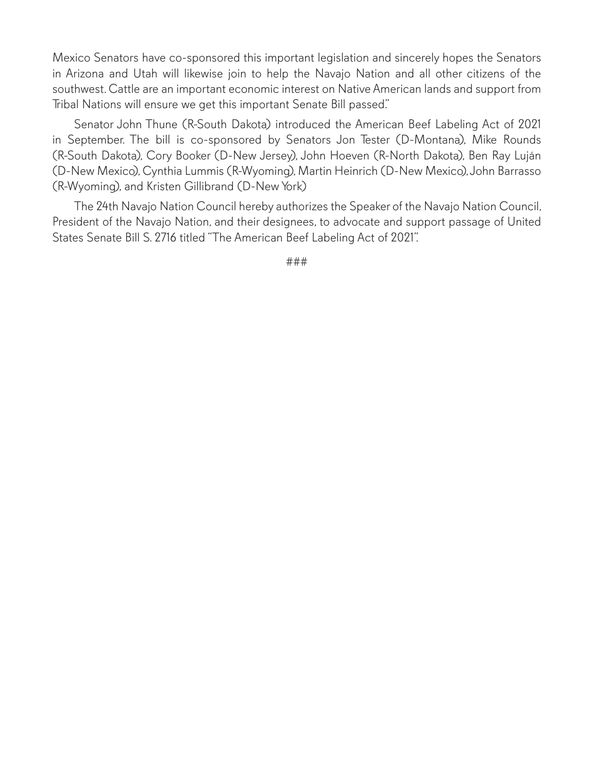Mexico Senators have co-sponsored this important legislation and sincerely hopes the Senators in Arizona and Utah will likewise join to help the Navajo Nation and all other citizens of the southwest. Cattle are an important economic interest on Native American lands and support from Tribal Nations will ensure we get this important Senate Bill passed."

Senator John Thune (R-South Dakota) introduced the American Beef Labeling Act of 2021 in September. The bill is co-sponsored by Senators Jon Tester (D-Montana), Mike Rounds (R-South Dakota), Cory Booker (D-New Jersey), John Hoeven (R-North Dakota), Ben Ray Luján (D-New Mexico), Cynthia Lummis (R-Wyoming), Martin Heinrich (D-New Mexico), John Barrasso (R-Wyoming), and Kristen Gillibrand (D-New York)

The 24th Navajo Nation Council hereby authorizes the Speaker of the Navajo Nation Council, President of the Navajo Nation, and their designees, to advocate and support passage of United States Senate Bill S. 2716 titled "The American Beef Labeling Act of 2021".

###